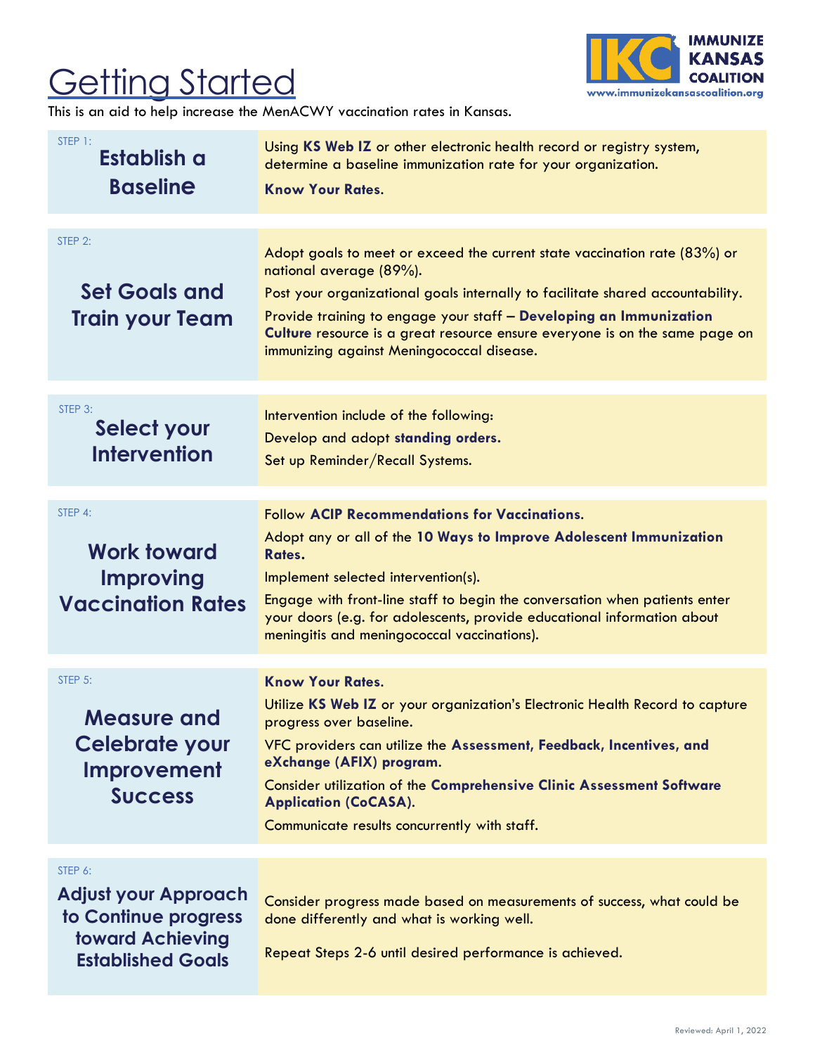# Getting Started

This is an aid to help increase the MenACWY vaccination rates in Kansas.

**IMMUNIZE KANSAS COALITION**
www.immunizekansascoalition.org

| Step | Details |
| --- | --- |
| STEP 1: **Establish a Baseline** | Using **KS Web IZ** or other electronic health record or registry system, determine a baseline immunization rate for your organization. **Know Your Rates.** |
| STEP 2: **Set Goals and Train your Team** | Adopt goals to meet or exceed the current state vaccination rate (83%) or national average (89%). Post your organizational goals internally to facilitate shared accountability. Provide training to engage your staff – **Developing an Immunization Culture** resource is a great resource ensure everyone is on the same page on immunizing against Meningococcal disease. |
| STEP 3: **Select your Intervention** | Intervention include of the following: Develop and adopt **standing orders.** Set up Reminder/Recall Systems. |
| STEP 4: **Work toward Improving Vaccination Rates** | Follow **ACIP Recommendations for Vaccinations.** Adopt any or all of the **10 Ways to Improve Adolescent Immunization Rates.** Implement selected intervention(s). Engage with front-line staff to begin the conversation when patients enter your doors (e.g. for adolescents, provide educational information about meningitis and meningococcal vaccinations). |
| STEP 5: **Measure and Celebrate your Improvement Success** | **Know Your Rates.** Utilize **KS Web IZ** or your organization's Electronic Health Record to capture progress over baseline. VFC providers can utilize the **Assessment, Feedback, Incentives, and eXchange (AFIX) program.** Consider utilization of the **Comprehensive Clinic Assessment Software Application (CoCASA).** Communicate results concurrently with staff. |
| STEP 6: **Adjust your Approach to Continue progress toward Achieving Established Goals** | Consider progress made based on measurements of success, what could be done differently and what is working well. Repeat Steps 2-6 until desired performance is achieved. |

Reviewed: April 1, 2022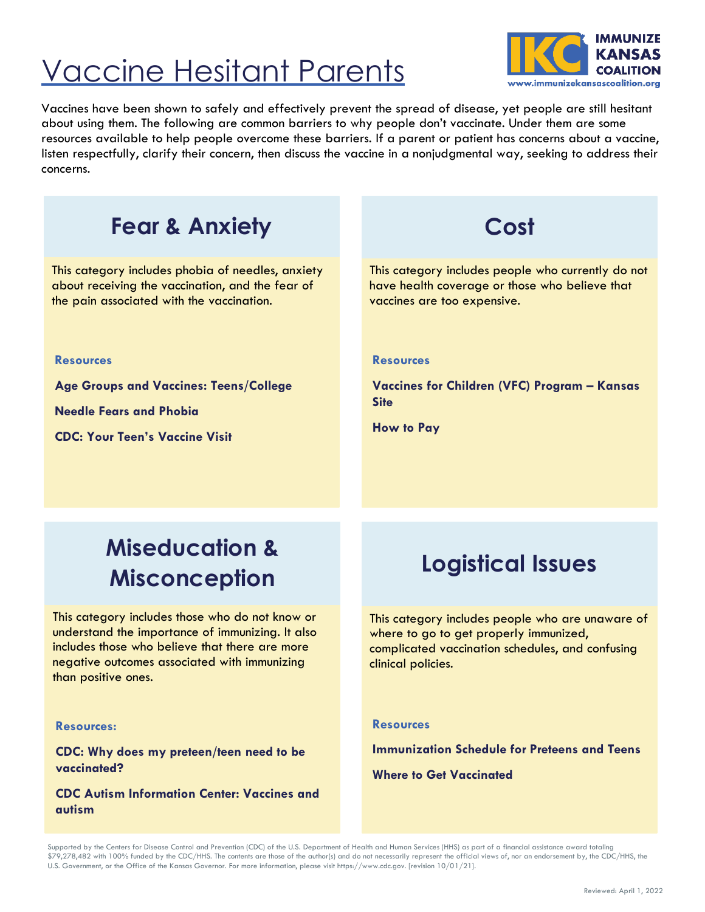# Vaccine Hesitant Parents

IMMUNIZE KANSAS COALITION
www.immunizekansascoalition.org

Vaccines have been shown to safely and effectively prevent the spread of disease, yet people are still hesitant about using them. The following are common barriers to why people don't vaccinate. Under them are some resources available to help people overcome these barriers. If a parent or patient has concerns about a vaccine, listen respectfully, clarify their concern, then discuss the vaccine in a nonjudgmental way, seeking to address their concerns.

## Fear & Anxiety

This category includes phobia of needles, anxiety about receiving the vaccination, and the fear of the pain associated with the vaccination.

**Resources**

**Age Groups and Vaccines: Teens/College**

**Needle Fears and Phobia**

**CDC: Your Teen's Vaccine Visit**

## Cost

This category includes people who currently do not have health coverage or those who believe that vaccines are too expensive.

**Resources**

**Vaccines for Children (VFC) Program – Kansas Site**

**How to Pay**

## Miseducation & Misconception

This category includes those who do not know or understand the importance of immunizing. It also includes those who believe that there are more negative outcomes associated with immunizing than positive ones.

**Resources:**

**CDC: Why does my preteen/teen need to be vaccinated?**

**CDC Autism Information Center: Vaccines and autism**

## Logistical Issues

This category includes people who are unaware of where to go to get properly immunized, complicated vaccination schedules, and confusing clinical policies.

**Resources**

**Immunization Schedule for Preteens and Teens**

**Where to Get Vaccinated**

Supported by the Centers for Disease Control and Prevention (CDC) of the U.S. Department of Health and Human Services (HHS) as part of a financial assistance award totaling $79,278,482 with 100% funded by the CDC/HHS. The contents are those of the author(s) and do not necessarily represent the official views of, nor an endorsement by, the CDC/HHS, the U.S. Government, or the Office of the Kansas Governor. For more information, please visit https://www.cdc.gov. [revision 10/01/21].

Reviewed: April 1, 2022